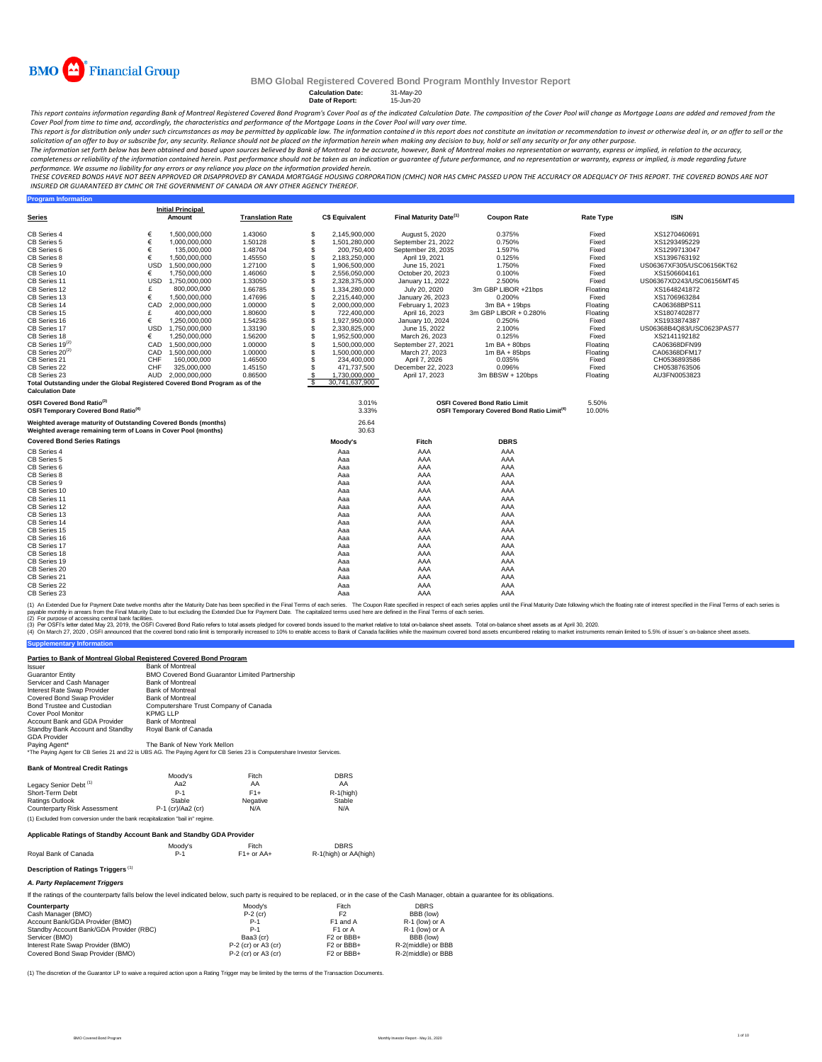BMO Financial Group

# BMO Global Registered Covered Bond Program Monthly Investor Report

**Calculation Date:** 31-May-20
**Date of Report:** 15-Jun-20

*This report contains information regarding Bank of Montreal Registered Covered Bond Program's Cover Pool as of the indicated Calculation Date. The composition of the Cover Pool will change as Mortgage Loans are added and removed from the Cover Pool from time to time and, accordingly, the characteristics and performance of the Mortgage Loans in the Cover Pool will vary over time.*

*This report is for distribution only under such circumstances as may be permitted by applicable law. The information contained in this report does not constitute an invitation or recommendation to invest or otherwise deal in, or an offer to sell or the solicitation of an offer to buy or subscribe for, any security. Reliance should not be placed on the information herein when making any decision to buy, hold or sell any security or for any other purpose.*

*The information set forth below has been obtained and based upon sources believed by Bank of Montreal to be accurate, however, Bank of Montreal makes no representation or warranty, express or implied, in relation to the accuracy, completeness or reliability of the information contained herein. Past performance should not be taken as an indication or guarantee of future performance, and no representation or warranty, express or implied, is made regarding future performance. We assume no liability for any errors or any reliance you place on the information provided herein.*

*THESE COVERED BONDS HAVE NOT BEEN APPROVED OR DISAPPROVED BY CANADA MORTGAGE HOUSING CORPORATION (CMHC) NOR HAS CMHC PASSED UPON THE ACCURACY OR ADEQUACY OF THIS REPORT. THE COVERED BONDS ARE NOT INSURED OR GUARANTEED BY CMHC OR THE GOVERNMENT OF CANADA OR ANY OTHER AGENCY THEREOF.*

## Program Information

| Series | Initial Principal Amount | | Translation Rate | C$ Equivalent | Final Maturity Date[1] | Coupon Rate | Rate Type | ISIN |
|---|---|---|---|---|---|---|---|---|
| CB Series 4 | € | 1,500,000,000 | 1.43060 | $ 2,145,900,000 | August 5, 2020 | 0.375% | Fixed | XS1270460691 |
| CB Series 5 | € | 1,000,000,000 | 1.50128 | $ 1,501,280,000 | September 21, 2022 | 0.750% | Fixed | XS1293495229 |
| CB Series 6 | € | 135,000,000 | 1.48704 | $ 200,750,400 | September 28, 2035 | 1.597% | Fixed | XS1299713047 |
| CB Series 8 | € | 1,500,000,000 | 1.45550 | $ 2,183,250,000 | April 19, 2021 | 0.125% | Fixed | XS1396763192 |
| CB Series 9 | USD | 1,500,000,000 | 1.27100 | $ 1,906,500,000 | June 15, 2021 | 1.750% | Fixed | US06367XF305/USC06156KT62 |
| CB Series 10 | € | 1,750,000,000 | 1.46060 | $ 2,556,050,000 | October 20, 2023 | 0.100% | Fixed | XS1506604161 |
| CB Series 11 | USD | 1,750,000,000 | 1.33050 | $ 2,328,375,000 | January 11, 2022 | 2.500% | Fixed | US06367XD243/USC06156MT45 |
| CB Series 12 | £ | 800,000,000 | 1.66785 | $ 1,334,280,000 | July 20, 2020 | 3m GBP LIBOR +21bps | Floating | XS1648241872 |
| CB Series 13 | € | 1,500,000,000 | 1.47696 | $ 2,215,440,000 | January 26, 2023 | 0.200% | Fixed | XS1706963284 |
| CB Series 14 | CAD | 2,000,000,000 | 1.00000 | $ 2,000,000,000 | February 1, 2023 | 3m BA + 19bps | Floating | CA06368BPS11 |
| CB Series 15 | £ | 400,000,000 | 1.80600 | $ 722,400,000 | April 16, 2023 | 3m GBP LIBOR + 0.280% | Floating | XS1807402877 |
| CB Series 16 | € | 1,250,000,000 | 1.54236 | $ 1,927,950,000 | January 10, 2024 | 0.250% | Fixed | XS1933874387 |
| CB Series 17 | USD | 1,750,000,000 | 1.33190 | $ 2,330,825,000 | June 15, 2022 | 2.100% | Fixed | US06368B4Q83/USC0623PAS77 |
| CB Series 18 | € | 1,250,000,000 | 1.56200 | $ 1,952,500,000 | March 26, 2023 | 0.125% | Fixed | XS2141192182 |
| CB Series 19[2] | CAD | 1,500,000,000 | 1.00000 | $ 1,500,000,000 | September 27, 2021 | 1m BA + 80bps | Floating | CA06368DFN99 |
| CB Series 20[2] | CAD | 1,500,000,000 | 1.00000 | $ 1,500,000,000 | March 27, 2023 | 1m BA + 85bps | Floating | CA06368DFM17 |
| CB Series 21 | CHF | 160,000,000 | 1.46500 | $ 234,400,000 | April 7, 2026 | 0.035% | Fixed | CH0536893586 |
| CB Series 22 | CHF | 325,000,000 | 1.45150 | $ 471,737,500 | December 22, 2023 | 0.096% | Fixed | CH0538763506 |
| CB Series 23 | AUD | 2,000,000,000 | 0.86500 | $ 1,730,000,000 | April 17, 2023 | 3m BBSW + 120bps | Floating | AU3FN0053823 |
| **Total Outstanding under the Global Registered Covered Bond Program as of the Calculation Date** | | | | $ 30,741,637,900 | | | | |

| | | | |
|---|---|---|---|
| **OSFI Covered Bond Ratio[3]** | 3.01% | **OSFI Covered Bond Ratio Limit** | 5.50% |
| **OSFI Temporary Covered Bond Ratio[4]** | 3.33% | **OSFI Temporary Covered Bond Ratio Limit[4]** | 10.00% |
| **Weighted average maturity of Outstanding Covered Bonds (months)** | 26.64 | | |
| **Weighted average remaining term of Loans in Cover Pool (months)** | 30.63 | | |

| Covered Bond Series Ratings | Moody's | Fitch | DBRS |
|---|---|---|---|
| CB Series 4 | Aaa | AAA | AAA |
| CB Series 5 | Aaa | AAA | AAA |
| CB Series 6 | Aaa | AAA | AAA |
| CB Series 8 | Aaa | AAA | AAA |
| CB Series 9 | Aaa | AAA | AAA |
| CB Series 10 | Aaa | AAA | AAA |
| CB Series 11 | Aaa | AAA | AAA |
| CB Series 12 | Aaa | AAA | AAA |
| CB Series 13 | Aaa | AAA | AAA |
| CB Series 14 | Aaa | AAA | AAA |
| CB Series 15 | Aaa | AAA | AAA |
| CB Series 16 | Aaa | AAA | AAA |
| CB Series 17 | Aaa | AAA | AAA |
| CB Series 18 | Aaa | AAA | AAA |
| CB Series 19 | Aaa | AAA | AAA |
| CB Series 20 | Aaa | AAA | AAA |
| CB Series 21 | Aaa | AAA | AAA |
| CB Series 22 | Aaa | AAA | AAA |
| CB Series 23 | Aaa | AAA | AAA |

(1) An Extended Due for Payment Date twelve months after the Maturity Date has been specified in the Final Terms of each series. The Coupon Rate specified in respect of each series applies until the Final Maturity Date following which the floating rate of interest specified in the Final Terms of each series is payable monthly in arrears from the Final Maturity Date to but excluding the Extended Due for Payment Date. The capitalized terms used here are defined in the Final Terms of each series.
(2) For purpose of accessing central bank facilities.
(3) Per OSFI's letter dated May 23, 2019, the OSFI Covered Bond Ratio refers to total assets pledged for covered bonds issued to the market relative to total on-balance sheet assets. Total on-balance sheet assets as at April 30, 2020.
(4) On March 27, 2020 , OSFI announced that the covered bond ratio limit is temporarily increased to 10% to enable access to Bank of Canada facilities while the maximum covered bond assets encumbered relating to market instruments remain limited to 5.5% of issuer`s on-balance sheet assets.

## Supplementary Information

### Parties to Bank of Montreal Global Registered Covered Bond Program

| | |
|---|---|
| Issuer | Bank of Montreal |
| Guarantor Entity | BMO Covered Bond Guarantor Limited Partnership |
| Servicer and Cash Manager | Bank of Montreal |
| Interest Rate Swap Provider | Bank of Montreal |
| Covered Bond Swap Provider | Bank of Montreal |
| Bond Trustee and Custodian | Computershare Trust Company of Canada |
| Cover Pool Monitor | KPMG LLP |
| Account Bank and GDA Provider | Bank of Montreal |
| Standby Bank Account and Standby GDA Provider | Royal Bank of Canada |
| Paying Agent* | The Bank of New York Mellon |

*The Paying Agent for CB Series 21 and 22 is UBS AG. The Paying Agent for CB Series 23 is Computershare Investor Services.

### Bank of Montreal Credit Ratings

| | Moody's | Fitch | DBRS |
|---|---|---|---|
| Legacy Senior Debt[1] | Aa2 | AA | AA |
| Short-Term Debt | P-1 | F1+ | R-1(high) |
| Ratings Outlook | Stable | Negative | Stable |
| Counterparty Risk Assessment | P-1 (cr)/Aa2 (cr) | N/A | N/A |

(1) Excluded from conversion under the bank recapitalization "bail in" regime.

### Applicable Ratings of Standby Account Bank and Standby GDA Provider

| | Moody's | Fitch | DBRS |
|---|---|---|---|
| Royal Bank of Canada | P-1 | F1+ or AA+ | R-1(high) or AA(high) |

### Description of Ratings Triggers[1]

#### *A. Party Replacement Triggers*

If the ratings of the counterparty falls below the level indicated below, such party is required to be replaced, or in the case of the Cash Manager, obtain a guarantee for its obligations.

| Counterparty | Moody's | Fitch | DBRS |
|---|---|---|---|
| Cash Manager (BMO) | P-2 (cr) | F2 | BBB (low) |
| Account Bank/GDA Provider (BMO) | P-1 | F1 and A | R-1 (low) or A |
| Standby Account Bank/GDA Provider (RBC) | P-1 | F1 or A | R-1 (low) or A |
| Servicer (BMO) | Baa3 (cr) | F2 or BBB+ | BBB (low) |
| Interest Rate Swap Provider (BMO) | P-2 (cr) or A3 (cr) | F2 or BBB+ | R-2(middle) or BBB |
| Covered Bond Swap Provider (BMO) | P-2 (cr) or A3 (cr) | F2 or BBB+ | R-2(middle) or BBB |

(1) The discretion of the Guarantor LP to waive a required action upon a Rating Trigger may be limited by the terms of the Transaction Documents.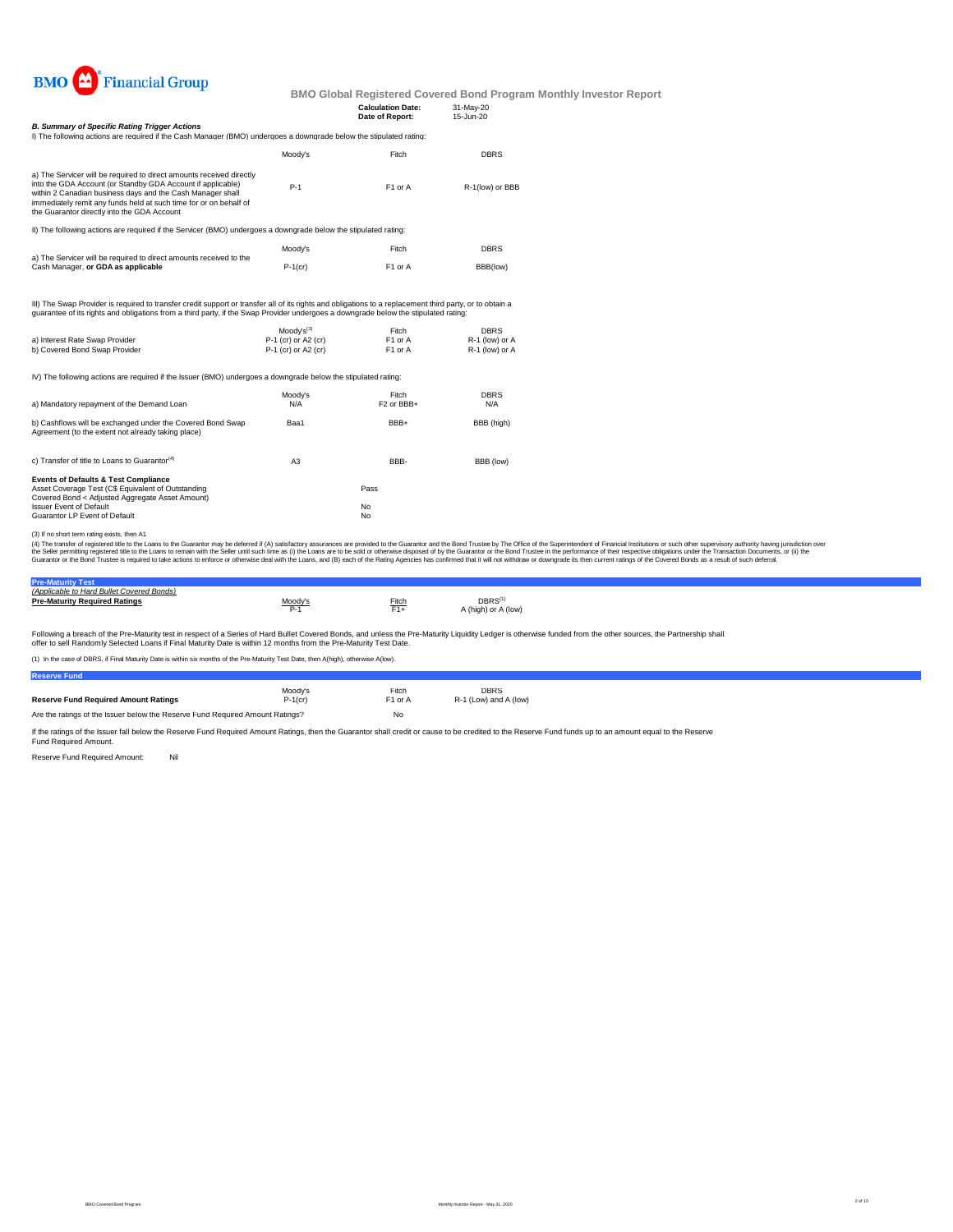**BMO Global Registered Covered Bond Program Monthly Investor Report**

| | |
|---|---|
| **Calculation Date:** | 31-May-20 |
| **Date of Report:** | 15-Jun-20 |

***B. Summary of Specific Rating Trigger Actions***

I) The following actions are required if the Cash Manager (BMO) undergoes a downgrade below the stipulated rating:

| | Moody's | Fitch | DBRS |
|---|---|---|---|
| a) The Servicer will be required to direct amounts received directly into the GDA Account (or Standby GDA Account if applicable) within 2 Canadian business days and the Cash Manager shall immediately remit any funds held at such time for or on behalf of the Guarantor directly into the GDA Account | P-1 | F1 or A | R-1(low) or BBB |

II) The following actions are required if the Servicer (BMO) undergoes a downgrade below the stipulated rating:

| | Moody's | Fitch | DBRS |
|---|---|---|---|
| a) The Servicer will be required to direct amounts received to the Cash Manager, **or GDA as applicable** | P-1(cr) | F1 or A | BBB(low) |

III) The Swap Provider is required to transfer credit support or transfer all of its rights and obligations to a replacement third party, or to obtain a guarantee of its rights and obligations from a third party, if the Swap Provider undergoes a downgrade below the stipulated rating:

| | Moody's[3] | Fitch | DBRS |
|---|---|---|---|
| a) Interest Rate Swap Provider | P-1 (cr) or A2 (cr) | F1 or A | R-1 (low) or A |
| b) Covered Bond Swap Provider | P-1 (cr) or A2 (cr) | F1 or A | R-1 (low) or A |

IV) The following actions are required if the Issuer (BMO) undergoes a downgrade below the stipulated rating:

| | Moody's | Fitch | DBRS |
|---|---|---|---|
| a) Mandatory repayment of the Demand Loan | N/A | F2 or BBB+ | N/A |
| b) Cashflows will be exchanged under the Covered Bond Swap Agreement (to the extent not already taking place) | Baa1 | BBB+ | BBB (high) |
| c) Transfer of title to Loans to Guarantor[4] | A3 | BBB- | BBB (low) |

| **Events of Defaults & Test Compliance** | |
|---|---|
| Asset Coverage Test (C$ Equivalent of Outstanding Covered Bond < Adjusted Aggregate Asset Amount) | Pass |
| Issuer Event of Default | No |
| Guarantor LP Event of Default | No |

(3) If no short term rating exists, then A1

(4) The transfer of registered title to the Loans to the Guarantor may be deferred if (A) satisfactory assurances are provided to the Guarantor and the Bond Trustee by The Office of the Superintendent of Financial Institutions or such other supervisory authority having jurisdiction over the Seller permitting registered title to the Loans to remain with the Seller until such time as (i) the Loans are to be sold or otherwise disposed of by the Guarantor or the Bond Trustee in the performance of their respective obligations under the Transaction Documents, or (ii) the Guarantor or the Bond Trustee is required to take actions to enforce or otherwise deal with the Loans, and (B) each of the Rating Agencies has confirmed that it will not withdraw or downgrade its then current ratings of the Covered Bonds as a result of such deferral.

## Pre-Maturity Test

*(Applicable to Hard Bullet Covered Bonds)*

| **Pre-Maturity Required Ratings** | Moody's | Fitch | DBRS[1] |
|---|---|---|---|
| | P-1 | F1+ | A (high) or A (low) |

Following a breach of the Pre-Maturity test in respect of a Series of Hard Bullet Covered Bonds, and unless the Pre-Maturity Liquidity Ledger is otherwise funded from the other sources, the Partnership shall offer to sell Randomly Selected Loans if Final Maturity Date is within 12 months from the Pre-Maturity Test Date.

(1) In the case of DBRS, if Final Maturity Date is within six months of the Pre-Maturity Test Date, then A(high), otherwise A(low).

## Reserve Fund

| | Moody's | Fitch | DBRS |
|---|---|---|---|
| **Reserve Fund Required Amount Ratings** | P-1(cr) | F1 or A | R-1 (Low) and A (low) |
| Are the ratings of the Issuer below the Reserve Fund Required Amount Ratings? | | No | |

If the ratings of the Issuer fall below the Reserve Fund Required Amount Ratings, then the Guarantor shall credit or cause to be credited to the Reserve Fund funds up to an amount equal to the Reserve Fund Required Amount.

Reserve Fund Required Amount: Nil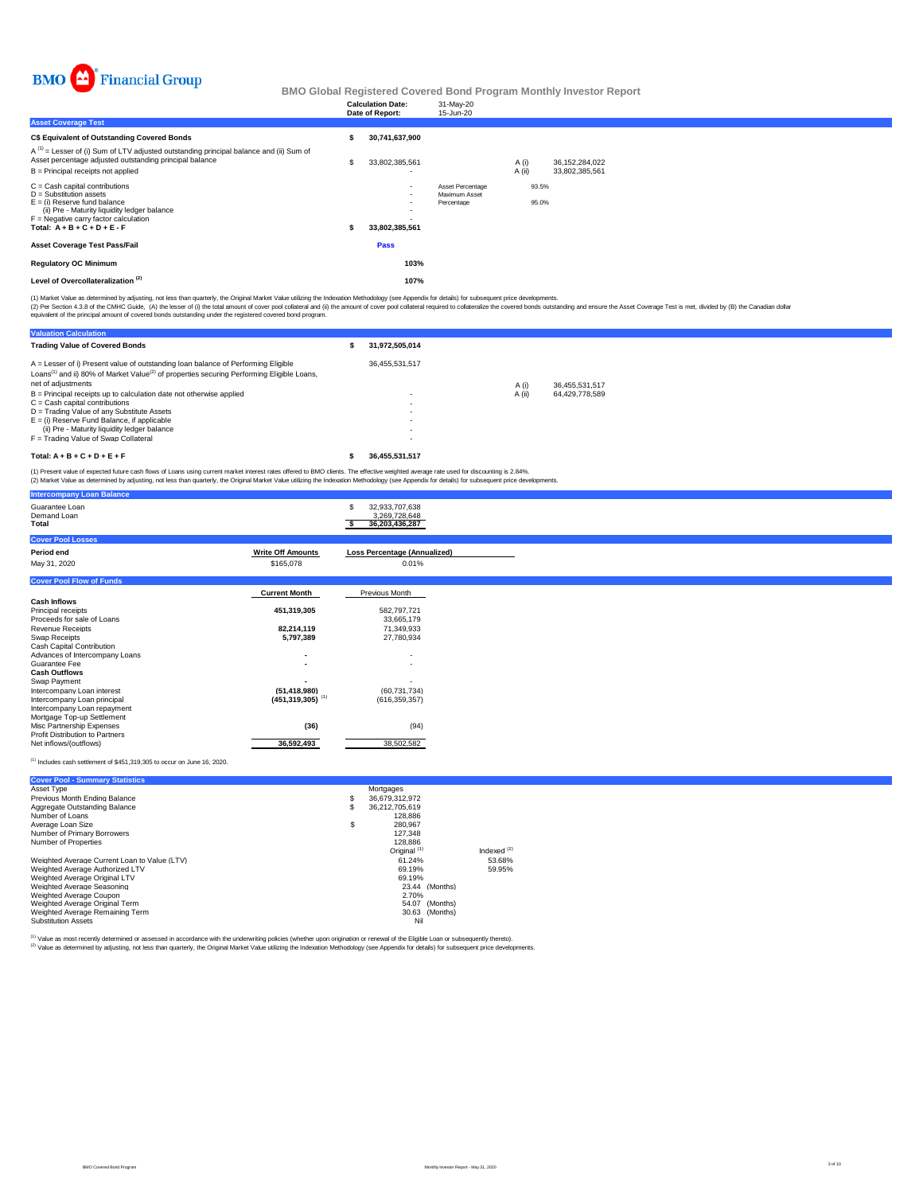BMO Financial Group

# BMO Global Registered Covered Bond Program Monthly Investor Report

| | |
|---|---|
| **Calculation Date:** | 31-May-20 |
| **Date of Report:** | 15-Jun-20 |

## Asset Coverage Test

| | | | | |
|---|---|---|---|---|
| **C$ Equivalent of Outstanding Covered Bonds** | **$ 30,741,637,900** | | | |
| A [1] = Lesser of (i) Sum of LTV adjusted outstanding principal balance and (ii) Sum of Asset percentage adjusted outstanding principal balance | $ 33,802,385,561 | | A (i) | 36,152,284,022 |
| B = Principal receipts not applied | - | | A (ii) | 33,802,385,561 |
| C = Cash capital contributions | - | Asset Percentage | 93.5% | |
| D = Substitution assets | - | Maximum Asset Percentage | 95.0% | |
| E = (i) Reserve fund balance | - | | | |
| (ii) Pre - Maturity liquidity ledger balance | - | | | |
| F = Negative carry factor calculation | - | | | |
| **Total: A + B + C + D + E - F** | **$ 33,802,385,561** | | | |
| **Asset Coverage Test Pass/Fail** | **Pass** | | | |
| **Regulatory OC Minimum** | **103%** | | | |
| **Level of Overcollateralization [2]** | **107%** | | | |

(1) Market Value as determined by adjusting, not less than quarterly, the Original Market Value utilizing the Indexation Methodology (see Appendix for details) for subsequent price developments.
(2) Per Section 4.3.8 of the CMHC Guide, (A) the lesser of (i) the total amount of cover pool collateral and (ii) the amount of cover pool collateral required to collateralize the covered bonds outstanding and ensure the Asset Coverage Test is met, divided by (B) the Canadian dollar equivalent of the principal amount of covered bonds outstanding under the registered covered bond program.

## Valuation Calculation

| | | | |
|---|---|---|---|
| **Trading Value of Covered Bonds** | **$ 31,972,505,014** | | |
| A = Lesser of i) Present value of outstanding loan balance of Performing Eligible Loans[1] and ii) 80% of Market Value[2] of properties securing Performing Eligible Loans, net of adjustments | 36,455,531,517 | A (i) | 36,455,531,517 |
| B = Principal receipts up to calculation date not otherwise applied | - | A (ii) | 64,429,778,589 |
| C = Cash capital contributions | - | | |
| D = Trading Value of any Substitute Assets | - | | |
| E = (i) Reserve Fund Balance, if applicable | - | | |
| (ii) Pre - Maturity liquidity ledger balance | - | | |
| F = Trading Value of Swap Collateral | - | | |
| **Total: A + B + C + D + E + F** | **$ 36,455,531,517** | | |

(1) Present value of expected future cash flows of Loans using current market interest rates offered to BMO clients. The effective weighted average rate used for discounting is 2.84%.
(2) Market Value as determined by adjusting, not less than quarterly, the Original Market Value utilizing the Indexation Methodology (see Appendix for details) for subsequent price developments.

## Intercompany Loan Balance

| | |
|---|---|
| Guarantee Loan | $ 32,933,707,638 |
| Demand Loan | 3,269,728,648 |
| **Total** | **$ 36,203,436,287** |

## Cover Pool Losses

| Period end | Write Off Amounts | Loss Percentage (Annualized) |
|---|---|---|
| May 31, 2020 | $165,078 | 0.01% |

## Cover Pool Flow of Funds

| | Current Month | Previous Month |
|---|---|---|
| **Cash Inflows** | | |
| Principal receipts | **451,319,305** | 582,797,721 |
| Proceeds for sale of Loans | | 33,665,179 |
| Revenue Receipts | **82,214,119** | 71,349,933 |
| Swap Receipts | **5,797,389** | 27,780,934 |
| Cash Capital Contribution | | |
| Advances of Intercompany Loans | - | - |
| Guarantee Fee | - | - |
| **Cash Outflows** | | |
| Swap Payment | - | - |
| Intercompany Loan interest | **(51,418,980)** | (60,731,734) |
| Intercompany Loan principal | **(451,319,305)** [1] | (616,359,357) |
| Intercompany Loan repayment | | |
| Mortgage Top-up Settlement | | |
| Misc Partnership Expenses | **(36)** | (94) |
| Profit Distribution to Partners | | |
| Net inflows/(outflows) | **36,592,493** | 38,502,582 |

[1] Includes cash settlement of $451,319,305 to occur on June 16, 2020.

## Cover Pool - Summary Statistics

| | | |
|---|---|---|
| Asset Type | Mortgages | |
| Previous Month Ending Balance | $ 36,679,312,972 | |
| Aggregate Outstanding Balance | $ 36,212,705,619 | |
| Number of Loans | 128,886 | |
| Average Loan Size | $ 280,967 | |
| Number of Primary Borrowers | 127,348 | |
| Number of Properties | 128,886 | |
| | Original [1] | Indexed [2] |
| Weighted Average Current Loan to Value (LTV) | 61.24% | 53.68% |
| Weighted Average Authorized LTV | 69.19% | 59.95% |
| Weighted Average Original LTV | 69.19% | |
| Weighted Average Seasoning | 23.44 (Months) | |
| Weighted Average Coupon | 2.70% | |
| Weighted Average Original Term | 54.07 (Months) | |
| Weighted Average Remaining Term | 30.63 (Months) | |
| Substitution Assets | Nil | |

[1] Value as most recently determined or assessed in accordance with the underwriting policies (whether upon origination or renewal of the Eligible Loan or subsequently thereto).
[2] Value as determined by adjusting, not less than quarterly, the Original Market Value utilizing the Indexation Methodology (see Appendix for details) for subsequent price developments.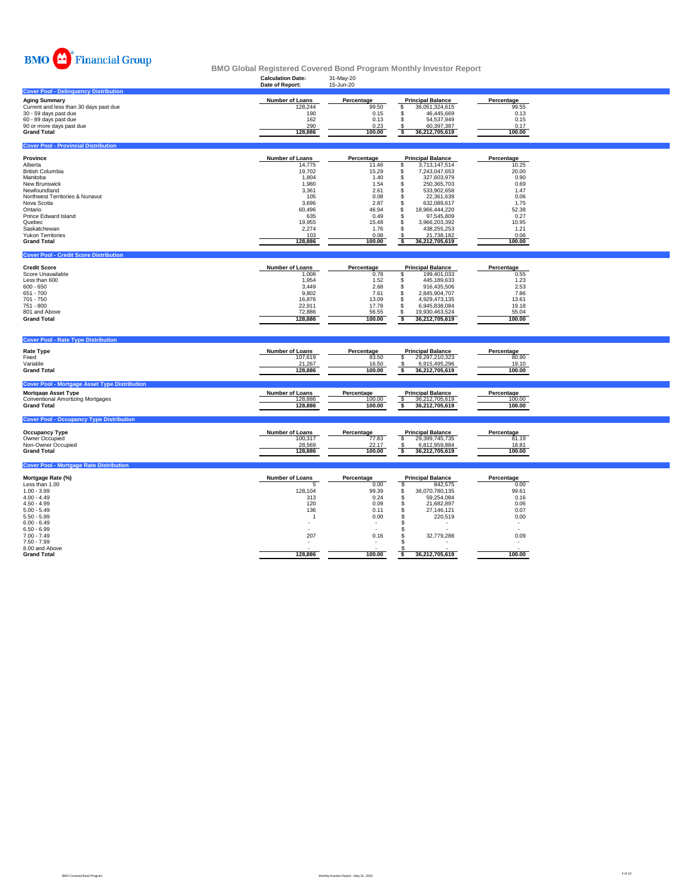BMO Financial Group

# BMO Global Registered Covered Bond Program Monthly Investor Report

**Calculation Date:** 31-May-20
**Date of Report:** 15-Jun-20

## Cover Pool - Delinquency Distribution

| Aging Summary | Number of Loans | Percentage | Principal Balance | Percentage |
|---|---|---|---|---|
| Current and less than 30 days past due | 128,244 | 99.50 | $ 36,051,324,615 | 99.55 |
| 30 - 59 days past due | 190 | 0.15 | $ 46,445,669 | 0.13 |
| 60 - 89 days past due | 162 | 0.13 | $ 54,537,949 | 0.15 |
| 90 or more days past due | 290 | 0.23 | $ 60,397,387 | 0.17 |
| **Grand Total** | **128,886** | **100.00** | **$ 36,212,705,619** | **100.00** |

## Cover Pool - Provincial Distribution

| Province | Number of Loans | Percentage | Principal Balance | Percentage |
|---|---|---|---|---|
| Alberta | 14,775 | 11.46 | $ 3,713,147,514 | 10.25 |
| British Columbia | 19,702 | 15.29 | $ 7,243,047,653 | 20.00 |
| Manitoba | 1,804 | 1.40 | $ 327,603,979 | 0.90 |
| New Brunswick | 1,980 | 1.54 | $ 250,365,703 | 0.69 |
| Newfoundland | 3,361 | 2.61 | $ 533,902,658 | 1.47 |
| Northwest Territories & Nunavut | 105 | 0.08 | $ 22,361,639 | 0.06 |
| Nova Scotia | 3,696 | 2.87 | $ 632,089,617 | 1.75 |
| Ontario | 60,496 | 46.94 | $ 18,966,444,220 | 52.38 |
| Prince Edward Island | 635 | 0.49 | $ 97,545,809 | 0.27 |
| Quebec | 19,955 | 15.48 | $ 3,966,203,392 | 10.95 |
| Saskatchewan | 2,274 | 1.76 | $ 438,255,253 | 1.21 |
| Yukon Territories | 103 | 0.08 | $ 21,738,182 | 0.06 |
| **Grand Total** | **128,886** | **100.00** | **$ 36,212,705,619** | **100.00** |

## Cover Pool - Credit Score Distribution

| Credit Score | Number of Loans | Percentage | Principal Balance | Percentage |
|---|---|---|---|---|
| Score Unavailable | 1,008 | 0.78 | $ 199,401,033 | 0.55 |
| Less than 600 | 1,954 | 1.52 | $ 445,189,633 | 1.23 |
| 600 - 650 | 3,449 | 2.68 | $ 916,435,506 | 2.53 |
| 651 - 700 | 9,802 | 7.61 | $ 2,845,904,707 | 7.86 |
| 701 - 750 | 16,876 | 13.09 | $ 4,929,473,135 | 13.61 |
| 751 - 800 | 22,911 | 17.78 | $ 6,945,838,084 | 19.18 |
| 801 and Above | 72,886 | 56.55 | $ 19,930,463,524 | 55.04 |
| **Grand Total** | **128,886** | **100.00** | **$ 36,212,705,619** | **100.00** |

## Cover Pool - Rate Type Distribution

| Rate Type | Number of Loans | Percentage | Principal Balance | Percentage |
|---|---|---|---|---|
| Fixed | 107,619 | 83.50 | $ 29,297,210,323 | 80.90 |
| Variable | 21,267 | 16.50 | $ 6,915,495,296 | 19.10 |
| **Grand Total** | **128,886** | **100.00** | **$ 36,212,705,619** | **100.00** |

## Cover Pool - Mortgage Asset Type Distribution

| Mortgage Asset Type | Number of Loans | Percentage | Principal Balance | Percentage |
|---|---|---|---|---|
| Conventional Amortizing Mortgages | 128,886 | 100.00 | $ 36,212,705,619 | 100.00 |
| **Grand Total** | **128,886** | **100.00** | **$ 36,212,705,619** | **100.00** |

## Cover Pool - Occupancy Type Distribution

| Occupancy Type | Number of Loans | Percentage | Principal Balance | Percentage |
|---|---|---|---|---|
| Owner Occupied | 100,317 | 77.83 | $ 29,399,745,735 | 81.19 |
| Non-Owner Occupied | 28,569 | 22.17 | $ 6,812,959,884 | 18.81 |
| **Grand Total** | **128,886** | **100.00** | **$ 36,212,705,619** | **100.00** |

## Cover Pool - Mortgage Rate Distribution

| Mortgage Rate (%) | Number of Loans | Percentage | Principal Balance | Percentage |
|---|---|---|---|---|
| Less than 1.00 | 5 | 0.00 | $ 842,575 | 0.00 |
| 1.00 - 3.99 | 128,104 | 99.39 | $ 36,070,780,135 | 99.61 |
| 4.00 - 4.49 | 313 | 0.24 | $ 59,254,084 | 0.16 |
| 4.50 - 4.99 | 120 | 0.09 | $ 21,682,897 | 0.06 |
| 5.00 - 5.49 | 136 | 0.11 | $ 27,146,121 | 0.07 |
| 5.50 - 5.99 | 1 | 0.00 | $ 220,519 | 0.00 |
| 6.00 - 6.49 | - | - | $ - | - |
| 6.50 - 6.99 | - | - | $ - | - |
| 7.00 - 7.49 | 207 | 0.16 | $ 32,779,288 | 0.09 |
| 7.50 - 7.99 | - | - | $ - | - |
| 8.00 and Above | - | - | $ - | - |
| **Grand Total** | **128,886** | **100.00** | **$ 36,212,705,619** | **100.00** |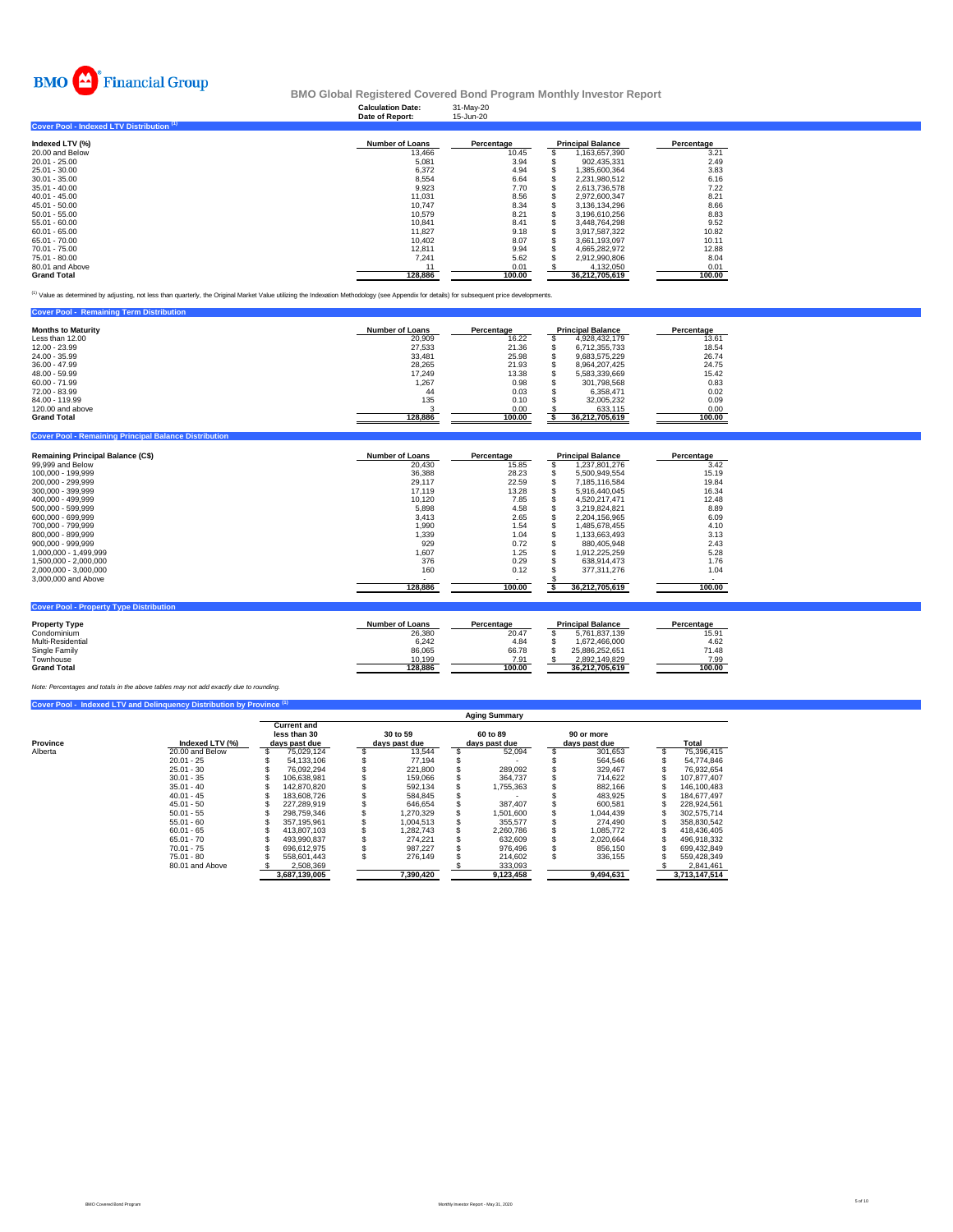BMO Financial Group

# BMO Global Registered Covered Bond Program Monthly Investor Report

| | |
|---|---|
| Calculation Date: | 31-May-20 |
| Date of Report: | 15-Jun-20 |

## Cover Pool - Indexed LTV Distribution [1]

| Indexed LTV (%) | Number of Loans | Percentage | Principal Balance | Percentage |
|---|---|---|---|---|
| 20.00 and Below | 13,466 | 10.45 | $ 1,163,657,390 | 3.21 |
| 20.01 - 25.00 | 5,081 | 3.94 | $ 902,435,331 | 2.49 |
| 25.01 - 30.00 | 6,372 | 4.94 | $ 1,385,600,364 | 3.83 |
| 30.01 - 35.00 | 8,554 | 6.64 | $ 2,231,980,512 | 6.16 |
| 35.01 - 40.00 | 9,923 | 7.70 | $ 2,613,736,578 | 7.22 |
| 40.01 - 45.00 | 11,031 | 8.56 | $ 2,972,600,347 | 8.21 |
| 45.01 - 50.00 | 10,747 | 8.34 | $ 3,136,134,296 | 8.66 |
| 50.01 - 55.00 | 10,579 | 8.21 | $ 3,196,610,256 | 8.83 |
| 55.01 - 60.00 | 10,841 | 8.41 | $ 3,448,764,298 | 9.52 |
| 60.01 - 65.00 | 11,827 | 9.18 | $ 3,917,587,322 | 10.82 |
| 65.01 - 70.00 | 10,402 | 8.07 | $ 3,661,193,097 | 10.11 |
| 70.01 - 75.00 | 12,811 | 9.94 | $ 4,665,282,972 | 12.88 |
| 75.01 - 80.00 | 7,241 | 5.62 | $ 2,912,990,806 | 8.04 |
| 80.01 and Above | 11 | 0.01 | $ 4,132,050 | 0.01 |
| **Grand Total** | **128,886** | **100.00** | **36,212,705,619** | **100.00** |

[1] Value as determined by adjusting, not less than quarterly, the Original Market Value utilizing the Indexation Methodology (see Appendix for details) for subsequent price developments.

## Cover Pool - Remaining Term Distribution

| Months to Maturity | Number of Loans | Percentage | Principal Balance | Percentage |
|---|---|---|---|---|
| Less than 12.00 | 20,909 | 16.22 | $ 4,928,432,179 | 13.61 |
| 12.00 - 23.99 | 27,533 | 21.36 | $ 6,712,355,733 | 18.54 |
| 24.00 - 35.99 | 33,481 | 25.98 | $ 9,683,575,229 | 26.74 |
| 36.00 - 47.99 | 28,265 | 21.93 | $ 8,964,207,425 | 24.75 |
| 48.00 - 59.99 | 17,249 | 13.38 | $ 5,583,339,669 | 15.42 |
| 60.00 - 71.99 | 1,267 | 0.98 | $ 301,798,568 | 0.83 |
| 72.00 - 83.99 | 44 | 0.03 | $ 6,358,471 | 0.02 |
| 84.00 - 119.99 | 135 | 0.10 | $ 32,005,232 | 0.09 |
| 120.00 and above | 3 | 0.00 | $ 633,115 | 0.00 |
| **Grand Total** | **128,886** | **100.00** | **$ 36,212,705,619** | **100.00** |

## Cover Pool - Remaining Principal Balance Distribution

| Remaining Principal Balance (C$) | Number of Loans | Percentage | Principal Balance | Percentage |
|---|---|---|---|---|
| 99,999 and Below | 20,430 | 15.85 | $ 1,237,801,276 | 3.42 |
| 100,000 - 199,999 | 36,388 | 28.23 | $ 5,500,949,554 | 15.19 |
| 200,000 - 299,999 | 29,117 | 22.59 | $ 7,185,116,584 | 19.84 |
| 300,000 - 399,999 | 17,119 | 13.28 | $ 5,916,440,045 | 16.34 |
| 400,000 - 499,999 | 10,120 | 7.85 | $ 4,520,217,471 | 12.48 |
| 500,000 - 599,999 | 5,898 | 4.58 | $ 3,219,824,821 | 8.89 |
| 600,000 - 699,999 | 3,413 | 2.65 | $ 2,204,156,965 | 6.09 |
| 700,000 - 799,999 | 1,990 | 1.54 | $ 1,485,678,455 | 4.10 |
| 800,000 - 899,999 | 1,339 | 1.04 | $ 1,133,663,493 | 3.13 |
| 900,000 - 999,999 | 929 | 0.72 | $ 880,405,948 | 2.43 |
| 1,000,000 - 1,499,999 | 1,607 | 1.25 | $ 1,912,225,259 | 5.28 |
| 1,500,000 - 2,000,000 | 376 | 0.29 | $ 638,914,473 | 1.76 |
| 2,000,000 - 3,000,000 | 160 | 0.12 | $ 377,311,276 | 1.04 |
| 3,000,000 and Above | - | - | $ - | - |
| | **128,886** | **100.00** | **$ 36,212,705,619** | **100.00** |

## Cover Pool - Property Type Distribution

| Property Type | Number of Loans | Percentage | Principal Balance | Percentage |
|---|---|---|---|---|
| Condominium | 26,380 | 20.47 | $ 5,761,837,139 | 15.91 |
| Multi-Residential | 6,242 | 4.84 | $ 1,672,466,000 | 4.62 |
| Single Family | 86,065 | 66.78 | $ 25,886,252,651 | 71.48 |
| Townhouse | 10,199 | 7.91 | $ 2,892,149,829 | 7.99 |
| **Grand Total** | **128,886** | **100.00** | **36,212,705,619** | **100.00** |

*Note: Percentages and totals in the above tables may not add exactly due to rounding.*

## Cover Pool - Indexed LTV and Delinquency Distribution by Province [1]

| | | Aging Summary | | | | |
|---|---|---|---|---|---|---|
| Province | Indexed LTV (%) | Current and less than 30 days past due | 30 to 59 days past due | 60 to 89 days past due | 90 or more days past due | Total |
| Alberta | 20.00 and Below | $ 75,029,124 | $ 13,544 | $ 52,094 | $ 301,653 | $ 75,396,415 |
| | 20.01 - 25 | $ 54,133,106 | $ 77,194 | $ - | $ 564,546 | $ 54,774,846 |
| | 25.01 - 30 | $ 76,092,294 | $ 221,800 | $ 289,092 | $ 329,467 | $ 76,932,654 |
| | 30.01 - 35 | $ 106,638,981 | $ 159,066 | $ 364,737 | $ 714,622 | $ 107,877,407 |
| | 35.01 - 40 | $ 142,870,820 | $ 592,134 | $ 1,755,363 | $ 882,166 | $ 146,100,483 |
| | 40.01 - 45 | $ 183,608,726 | $ 584,845 | $ - | $ 483,925 | $ 184,677,497 |
| | 45.01 - 50 | $ 227,289,919 | $ 646,654 | $ 387,407 | $ 600,581 | $ 228,924,561 |
| | 50.01 - 55 | $ 298,759,346 | $ 1,270,329 | $ 1,501,600 | $ 1,044,439 | $ 302,575,714 |
| | 55.01 - 60 | $ 357,195,961 | $ 1,004,513 | $ 355,577 | $ 274,490 | $ 358,830,542 |
| | 60.01 - 65 | $ 413,807,103 | $ 1,282,743 | $ 2,260,786 | $ 1,085,772 | $ 418,436,405 |
| | 65.01 - 70 | $ 493,990,837 | $ 274,221 | $ 632,609 | $ 2,020,664 | $ 496,918,332 |
| | 70.01 - 75 | $ 696,612,975 | $ 987,227 | $ 976,496 | $ 856,150 | $ 699,432,849 |
| | 75.01 - 80 | $ 558,601,443 | $ 276,149 | $ 214,602 | $ 336,155 | $ 559,428,349 |
| | 80.01 and Above | $ 2,508,369 | | $ 333,093 | | $ 2,841,461 |
| | | **3,687,139,005** | **7,390,420** | **9,123,458** | **9,494,631** | **3,713,147,514** |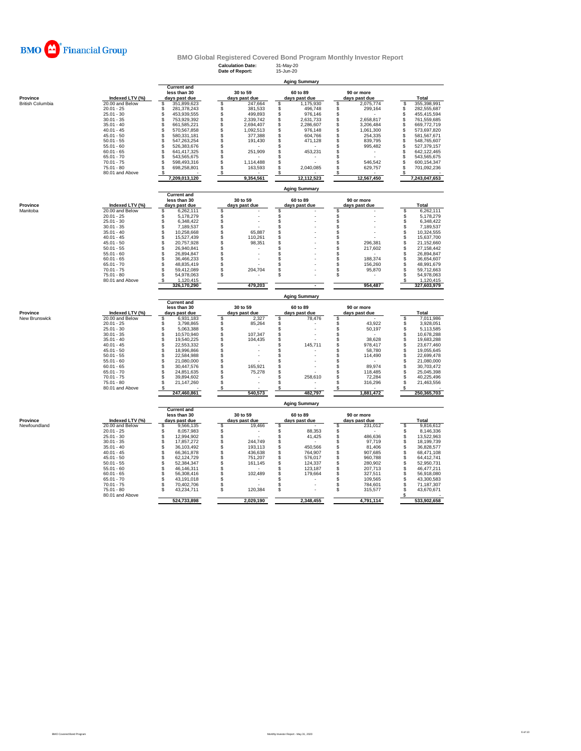BMO Financial Group

# BMO Global Registered Covered Bond Program Monthly Investor Report

**Calculation Date:** 31-May-20
**Date of Report:** 15-Jun-20

## Aging Summary

| Province | Indexed LTV (%) | Current and less than 30 days past due | 30 to 59 days past due | 60 to 89 days past due | 90 or more days past due | Total |
|---|---|---|---|---|---|---|
| British Columbia | 20.00 and Below | $ 351,899,623 | $ 247,664 | $ 1,175,930 | $ 2,075,774 | $ 355,398,991 |
| | 20.01 - 25 | $ 281,378,243 | $ 381,533 | $ 496,748 | $ 299,164 | $ 282,555,687 |
| | 25.01 - 30 | $ 453,939,555 | $ 499,893 | $ 976,146 | $ - | $ 455,415,594 |
| | 30.01 - 35 | $ 753,929,392 | $ 2,339,742 | $ 2,631,733 | $ 2,658,817 | $ 761,559,685 |
| | 35.01 - 40 | $ 661,585,221 | $ 2,694,407 | $ 2,286,607 | $ 3,206,484 | $ 669,772,719 |
| | 40.01 - 45 | $ 570,567,858 | $ 1,092,513 | $ 976,148 | $ 1,061,300 | $ 573,697,820 |
| | 45.01 - 50 | $ 580,331,181 | $ 377,388 | $ 604,766 | $ 254,335 | $ 581,567,671 |
| | 50.01 - 55 | $ 547,263,254 | $ 191,430 | $ 471,128 | $ 839,795 | $ 548,765,607 |
| | 55.01 - 60 | $ 526,383,676 | $ - | $ - | $ 995,482 | $ 527,379,157 |
| | 60.01 - 65 | $ 641,417,325 | $ 251,909 | $ 453,231 | $ - | $ 642,122,465 |
| | 65.01 - 70 | $ 543,565,675 | $ - | $ - | $ - | $ 543,565,675 |
| | 70.01 - 75 | $ 598,493,316 | $ 1,114,488 | $ - | $ 546,542 | $ 600,154,347 |
| | 75.01 - 80 | $ 698,258,801 | $ 163,593 | $ 2,040,085 | $ 629,757 | $ 701,092,236 |
| | 80.01 and Above | $ - | $ - | $ - | $ - | $ - |
| | | 7,209,013,120 | 9,354,561 | 12,112,523 | 12,567,450 | 7,243,047,653 |

## Aging Summary

| Province | Indexed LTV (%) | Current and less than 30 days past due | 30 to 59 days past due | 60 to 89 days past due | 90 or more days past due | Total |
|---|---|---|---|---|---|---|
| Manitoba | 20.00 and Below | $ 6,262,111 | $ - | $ - | $ - | $ 6,262,111 |
| | 20.01 - 25 | $ 5,178,279 | $ - | $ - | $ - | $ 5,178,279 |
| | 25.01 - 30 | $ 6,348,422 | $ - | $ - | $ - | $ 6,348,422 |
| | 30.01 - 35 | $ 7,189,537 | $ - | $ - | $ - | $ 7,189,537 |
| | 35.01 - 40 | $ 10,258,668 | $ 65,887 | $ - | $ - | $ 10,324,555 |
| | 40.01 - 45 | $ 15,527,439 | $ 110,261 | $ - | $ - | $ 15,637,700 |
| | 45.01 - 50 | $ 20,757,928 | $ 98,351 | $ - | $ 296,381 | $ 21,152,660 |
| | 50.01 - 55 | $ 26,940,841 | $ - | $ - | $ 217,602 | $ 27,158,442 |
| | 55.01 - 60 | $ 26,894,847 | $ - | $ - | $ - | $ 26,894,847 |
| | 60.01 - 65 | $ 36,466,233 | $ - | $ - | $ 188,374 | $ 36,654,607 |
| | 65.01 - 70 | $ 48,835,419 | $ - | $ - | $ 156,260 | $ 48,991,679 |
| | 70.01 - 75 | $ 59,412,089 | $ 204,704 | $ - | $ 95,870 | $ 59,712,663 |
| | 75.01 - 80 | $ 54,978,063 | $ - | $ - | $ - | $ 54,978,063 |
| | 80.01 and Above | $ 1,120,415 | | | | $ 1,120,415 |
| | | 326,170,290 | 479,203 | - | 954,487 | 327,603,979 |

## Aging Summary

| Province | Indexed LTV (%) | Current and less than 30 days past due | 30 to 59 days past due | 60 to 89 days past due | 90 or more days past due | Total |
|---|---|---|---|---|---|---|
| New Brunswick | 20.00 and Below | $ 6,931,183 | $ 2,327 | $ 78,476 | $ - | $ 7,011,986 |
| | 20.01 - 25 | $ 3,798,865 | $ 85,264 | $ - | $ 43,922 | $ 3,928,051 |
| | 25.01 - 30 | $ 5,063,388 | $ - | $ - | $ 50,197 | $ 5,113,585 |
| | 30.01 - 35 | $ 10,570,940 | $ 107,347 | $ - | $ - | $ 10,678,288 |
| | 35.01 - 40 | $ 19,540,225 | $ 104,435 | $ - | $ 38,628 | $ 19,683,288 |
| | 40.01 - 45 | $ 22,553,332 | $ - | $ 145,711 | $ 978,417 | $ 23,677,460 |
| | 45.01 - 50 | $ 18,996,866 | $ - | $ - | $ 58,780 | $ 19,055,645 |
| | 50.01 - 55 | $ 22,584,988 | $ - | $ - | $ 114,490 | $ 22,699,478 |
| | 55.01 - 60 | $ 21,080,000 | $ - | $ - | $ - | $ 21,080,000 |
| | 60.01 - 65 | $ 30,447,576 | $ 165,921 | $ - | $ 89,974 | $ 30,703,472 |
| | 65.01 - 70 | $ 24,851,635 | $ 75,278 | $ - | $ 118,485 | $ 25,045,398 |
| | 70.01 - 75 | $ 39,894,602 | $ - | $ 258,610 | $ 72,284 | $ 40,225,496 |
| | 75.01 - 80 | $ 21,147,260 | $ - | $ - | $ 316,296 | $ 21,463,556 |
| | 80.01 and Above | $ - | $ - | $ - | $ - | $ - |
| | | 247,460,861 | 540,573 | 482,797 | 1,881,472 | 250,365,703 |

## Aging Summary

| Province | Indexed LTV (%) | Current and less than 30 days past due | 30 to 59 days past due | 60 to 89 days past due | 90 or more days past due | Total |
|---|---|---|---|---|---|---|
| Newfoundland | 20.00 and Below | $ 9,566,135 | $ 19,466 | $ - | $ 231,012 | $ 9,816,612 |
| | 20.01 - 25 | $ 8,057,983 | $ - | $ 88,353 | $ - | $ 8,146,336 |
| | 25.01 - 30 | $ 12,994,902 | $ - | $ 41,425 | $ 486,636 | $ 13,522,963 |
| | 30.01 - 35 | $ 17,857,272 | $ 244,749 | $ - | $ 97,719 | $ 18,199,739 |
| | 35.01 - 40 | $ 36,103,492 | $ 193,113 | $ 450,566 | $ 81,406 | $ 36,828,577 |
| | 40.01 - 45 | $ 66,361,878 | $ 436,638 | $ 764,907 | $ 907,685 | $ 68,471,108 |
| | 45.01 - 50 | $ 62,124,729 | $ 751,207 | $ 576,017 | $ 960,788 | $ 64,412,741 |
| | 50.01 - 55 | $ 52,384,347 | $ 161,145 | $ 124,337 | $ 280,902 | $ 52,950,731 |
| | 55.01 - 60 | $ 46,146,311 | $ - | $ 123,187 | $ 207,713 | $ 46,477,211 |
| | 60.01 - 65 | $ 56,308,416 | $ 102,489 | $ 179,664 | $ 327,511 | $ 56,918,080 |
| | 65.01 - 70 | $ 43,191,018 | $ - | $ - | $ 109,565 | $ 43,300,583 |
| | 70.01 - 75 | $ 70,402,706 | $ - | $ - | $ 784,601 | $ 71,187,307 |
| | 75.01 - 80 | $ 43,234,711 | $ 120,384 | $ - | $ 315,577 | $ 43,670,671 |
| | 80.01 and Above | | | | | $ - |
| | | 524,733,898 | 2,029,190 | 2,348,455 | 4,791,114 | 533,902,658 |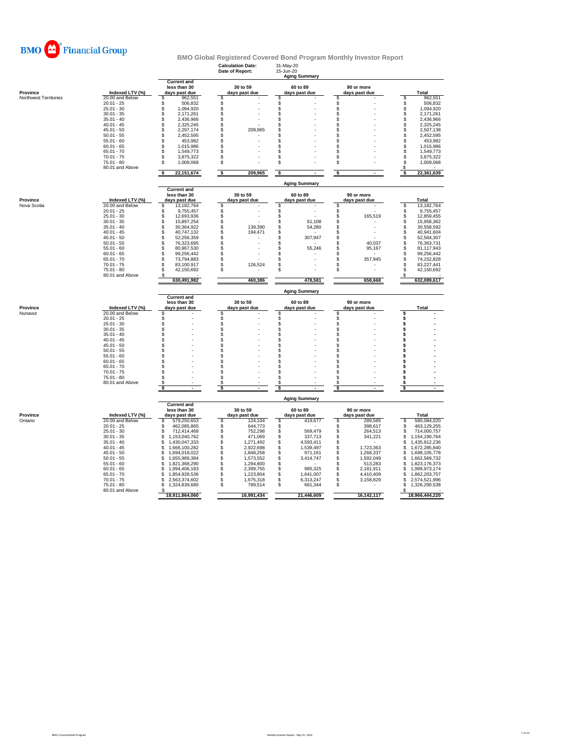BMO Financial Group

# BMO Global Registered Covered Bond Program Monthly Investor Report

**Calculation Date:** 31-May-20
**Date of Report:** 15-Jun-20

## Aging Summary

| Province | Indexed LTV (%) | Current and less than 30 days past due | 30 to 59 days past due | 60 to 89 days past due | 90 or more days past due | Total |
|---|---|---|---|---|---|---|
| Northwest Territories | 20.00 and Below | $ 962,551 | $ - | $ - | $ - | $ 962,551 |
| | 20.01 - 25 | $ 506,832 | $ - | $ - | $ - | $ 506,832 |
| | 25.01 - 30 | $ 1,094,920 | $ - | $ - | $ - | $ 1,094,920 |
| | 30.01 - 35 | $ 2,171,261 | $ - | $ - | $ - | $ 2,171,261 |
| | 35.01 - 40 | $ 2,436,966 | $ - | $ - | $ - | $ 2,436,966 |
| | 40.01 - 45 | $ 2,325,245 | $ - | $ - | $ - | $ 2,325,245 |
| | 45.01 - 50 | $ 2,297,174 | $ 209,965 | $ - | $ - | $ 2,507,138 |
| | 50.01 - 55 | $ 2,452,595 | $ - | $ - | $ - | $ 2,452,595 |
| | 55.01 - 60 | $ 453,982 | $ - | $ - | $ - | $ 453,982 |
| | 60.01 - 65 | $ 1,015,986 | $ - | $ - | $ - | $ 1,015,986 |
| | 65.01 - 70 | $ 1,549,773 | $ - | $ - | $ - | $ 1,549,773 |
| | 70.01 - 75 | $ 3,875,322 | $ - | $ - | $ - | $ 3,875,322 |
| | 75.01 - 80 | $ 1,009,068 | $ - | $ - | $ - | $ 1,009,068 |
| | 80.01 and Above | | | | | $ - |
| | | **$ 22,151,674** | **$ 209,965** | **$ -** | **$ -** | **$ 22,361,639** |

## Aging Summary

| Province | Indexed LTV (%) | Current and less than 30 days past due | 30 to 59 days past due | 60 to 89 days past due | 90 or more days past due | Total |
|---|---|---|---|---|---|---|
| Nova Scotia | 20.00 and Below | $ 13,182,764 | $ - | $ - | $ - | $ 13,182,764 |
| | 20.01 - 25 | $ 9,755,457 | $ - | $ - | $ - | $ 9,755,457 |
| | 25.01 - 30 | $ 12,693,936 | $ - | $ - | $ 165,519 | $ 12,859,455 |
| | 30.01 - 35 | $ 15,897,254 | $ - | $ 61,108 | $ - | $ 15,958,362 |
| | 35.01 - 40 | $ 30,364,922 | $ 139,390 | $ 54,280 | $ - | $ 30,558,592 |
| | 40.01 - 45 | $ 40,747,132 | $ 194,471 | $ - | $ - | $ 40,941,604 |
| | 45.01 - 50 | $ 52,256,359 | $ - | $ 307,947 | $ - | $ 52,564,307 |
| | 50.01 - 55 | $ 76,323,695 | $ - | $ - | $ 40,037 | $ 76,363,731 |
| | 55.01 - 60 | $ 80,967,530 | $ - | $ 55,246 | $ 95,167 | $ 81,117,943 |
| | 60.01 - 65 | $ 99,256,442 | $ - | $ - | $ - | $ 99,256,442 |
| | 65.01 - 70 | $ 73,794,883 | $ - | $ - | $ 357,945 | $ 74,152,828 |
| | 70.01 - 75 | $ 83,100,917 | $ 126,524 | $ - | $ - | $ 83,227,441 |
| | 75.01 - 80 | $ 42,150,692 | $ - | $ - | $ - | $ 42,150,692 |
| | 80.01 and Above | $ - | | | | $ - |
| | | **630,491,982** | **460,386** | **478,581** | **658,668** | **632,089,617** |

## Aging Summary

| Province | Indexed LTV (%) | Current and less than 30 days past due | 30 to 59 days past due | 60 to 89 days past due | 90 or more days past due | Total |
|---|---|---|---|---|---|---|
| Nunavut | 20.00 and Below | $ - | $ - | $ - | $ - | $ - |
| | 20.01 - 25 | $ - | $ - | $ - | $ - | $ - |
| | 25.01 - 30 | $ - | $ - | $ - | $ - | $ - |
| | 30.01 - 35 | $ - | $ - | $ - | $ - | $ - |
| | 35.01 - 40 | $ - | $ - | $ - | $ - | $ - |
| | 40.01 - 45 | $ - | $ - | $ - | $ - | $ - |
| | 45.01 - 50 | $ - | $ - | $ - | $ - | $ - |
| | 50.01 - 55 | $ - | $ - | $ - | $ - | $ - |
| | 55.01 - 60 | $ - | $ - | $ - | $ - | $ - |
| | 60.01 - 65 | $ - | $ - | $ - | $ - | $ - |
| | 65.01 - 70 | $ - | $ - | $ - | $ - | $ - |
| | 70.01 - 75 | $ - | $ - | $ - | $ - | $ - |
| | 75.01 - 80 | $ - | $ - | $ - | $ - | $ - |
| | 80.01 and Above | $ - | $ - | $ - | $ - | $ - |
| | | **$ -** | **$ -** | **$ -** | **$ -** | **$ -** |

## Aging Summary

| Province | Indexed LTV (%) | Current and less than 30 days past due | 30 to 59 days past due | 60 to 89 days past due | 90 or more days past due | Total |
|---|---|---|---|---|---|---|
| Ontario | 20.00 and Below | $ 579,250,653 | $ 124,104 | $ 419,677 | $ 289,585 | $ 580,084,020 |
| | 20.01 - 25 | $ 462,085,865 | $ 644,773 | $ - | $ 398,617 | $ 463,129,255 |
| | 25.01 - 30 | $ 712,414,468 | $ 752,298 | $ 569,479 | $ 264,513 | $ 714,000,757 |
| | 30.01 - 35 | $ 1,153,040,762 | $ 471,069 | $ 337,713 | $ 341,221 | $ 1,154,190,764 |
| | 35.01 - 40 | $ 1,430,047,333 | $ 1,271,492 | $ 4,593,411 | $ - | $ 1,435,912,236 |
| | 40.01 - 45 | $ 1,666,100,282 | $ 2,922,698 | $ 1,539,497 | $ 1,723,363 | $ 1,672,285,840 |
| | 45.01 - 50 | $ 1,694,018,022 | $ 1,848,258 | $ 971,161 | $ 1,268,337 | $ 1,698,105,778 |
| | 50.01 - 55 | $ 1,655,989,384 | $ 1,573,552 | $ 3,414,747 | $ 1,592,049 | $ 1,662,569,732 |
| | 55.01 - 60 | $ 1,821,368,290 | $ 1,294,800 | $ - | $ 513,283 | $ 1,823,176,373 |
| | 60.01 - 65 | $ 1,994,406,183 | $ 2,399,755 | $ 985,325 | $ 2,181,911 | $ 1,999,973,174 |
| | 65.01 - 70 | $ 1,854,928,536 | $ 1,223,804 | $ 1,641,007 | $ 4,410,409 | $ 1,862,203,757 |
| | 70.01 - 75 | $ 2,563,374,602 | $ 1,675,318 | $ 6,313,247 | $ 3,158,829 | $ 2,574,521,996 |
| | 75.01 - 80 | $ 1,324,839,680 | $ 789,514 | $ 661,344 | $ - | $ 1,326,290,538 |
| | 80.01 and Above | $ - | | | | $ - |
| | | **18,911,864,060** | **16,991,434** | **21,446,609** | **16,142,117** | **18,966,444,220** |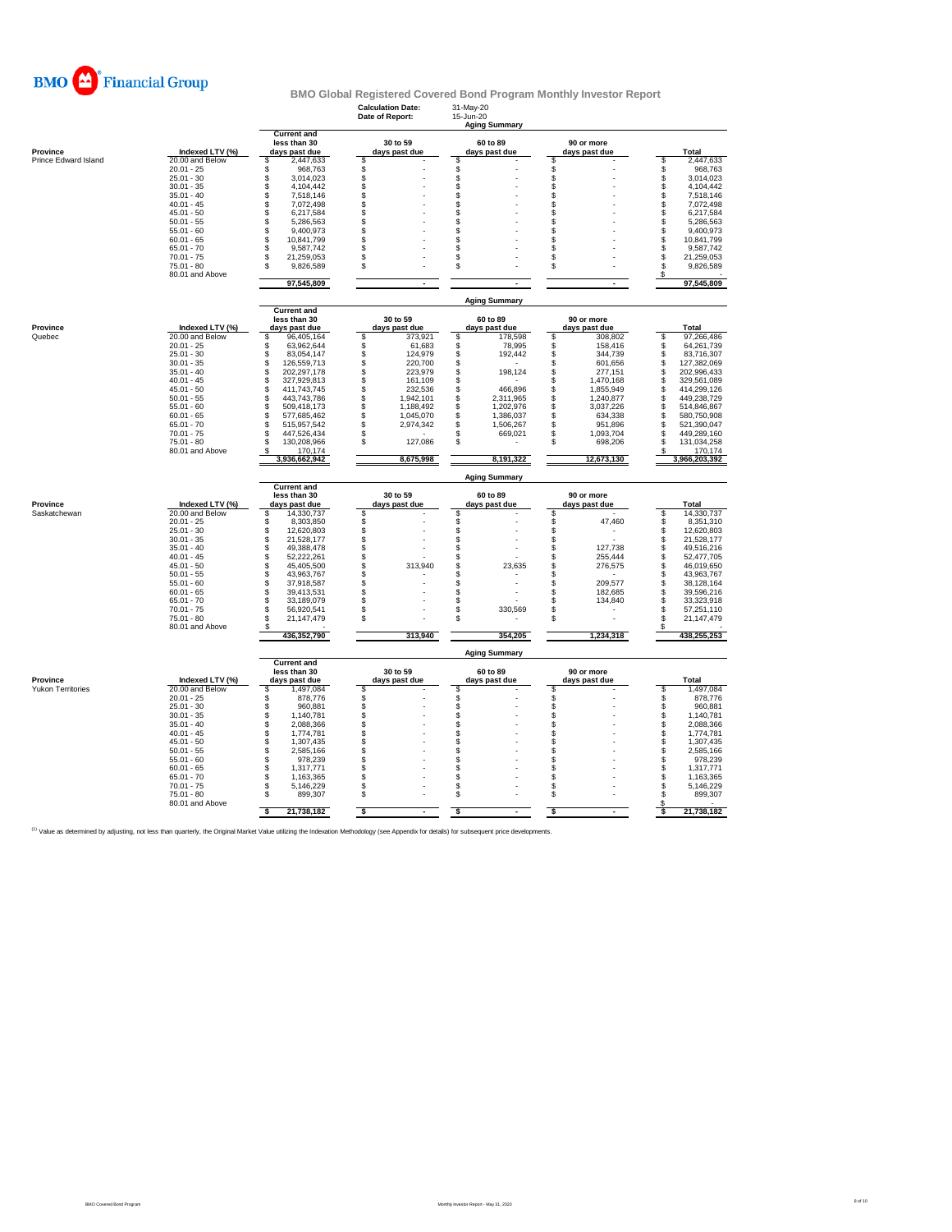BMO Financial Group

## BMO Global Registered Covered Bond Program Monthly Investor Report

| | |
|---|---|
| Calculation Date: | 31-May-20 |
| Date of Report: | 15-Jun-20 |

### Aging Summary

| Province | Indexed LTV (%) | Current and less than 30 days past due | 30 to 59 days past due | 60 to 89 days past due | 90 or more days past due | Total |
|---|---|---|---|---|---|---|
| Prince Edward Island | 20.00 and Below | $ 2,447,633 | $ - | $ - | $ - | $ 2,447,633 |
| | 20.01 - 25 | $ 968,763 | $ - | $ - | $ - | $ 968,763 |
| | 25.01 - 30 | $ 3,014,023 | $ - | $ - | $ - | $ 3,014,023 |
| | 30.01 - 35 | $ 4,104,442 | $ - | $ - | $ - | $ 4,104,442 |
| | 35.01 - 40 | $ 7,518,146 | $ - | $ - | $ - | $ 7,518,146 |
| | 40.01 - 45 | $ 7,072,498 | $ - | $ - | $ - | $ 7,072,498 |
| | 45.01 - 50 | $ 6,217,584 | $ - | $ - | $ - | $ 6,217,584 |
| | 50.01 - 55 | $ 5,286,563 | $ - | $ - | $ - | $ 5,286,563 |
| | 55.01 - 60 | $ 9,400,973 | $ - | $ - | $ - | $ 9,400,973 |
| | 60.01 - 65 | $ 10,841,799 | $ - | $ - | $ - | $ 10,841,799 |
| | 65.01 - 70 | $ 9,587,742 | $ - | $ - | $ - | $ 9,587,742 |
| | 70.01 - 75 | $ 21,259,053 | $ - | $ - | $ - | $ 21,259,053 |
| | 75.01 - 80 | $ 9,826,589 | $ - | $ - | $ - | $ 9,826,589 |
| | 80.01 and Above | | | | | $ - |
| | | 97,545,809 | - | - | - | 97,545,809 |

### Aging Summary

| Province | Indexed LTV (%) | Current and less than 30 days past due | 30 to 59 days past due | 60 to 89 days past due | 90 or more days past due | Total |
|---|---|---|---|---|---|---|
| Quebec | 20.00 and Below | $ 96,405,164 | $ 373,921 | $ 178,598 | $ 308,802 | $ 97,266,486 |
| | 20.01 - 25 | $ 63,962,644 | $ 61,683 | $ 78,995 | $ 158,416 | $ 64,261,739 |
| | 25.01 - 30 | $ 83,054,147 | $ 124,979 | $ 192,442 | $ 344,739 | $ 83,716,307 |
| | 30.01 - 35 | $ 126,559,713 | $ 220,700 | $ - | $ 601,656 | $ 127,382,069 |
| | 35.01 - 40 | $ 202,297,178 | $ 223,979 | $ 198,124 | $ 277,151 | $ 202,996,433 |
| | 40.01 - 45 | $ 327,929,813 | $ 161,109 | $ - | $ 1,470,168 | $ 329,561,089 |
| | 45.01 - 50 | $ 411,743,745 | $ 232,536 | $ 466,896 | $ 1,855,949 | $ 414,299,126 |
| | 50.01 - 55 | $ 443,743,786 | $ 1,942,101 | $ 2,311,965 | $ 1,240,877 | $ 449,238,729 |
| | 55.01 - 60 | $ 509,418,173 | $ 1,188,492 | $ 1,202,976 | $ 3,037,226 | $ 514,846,867 |
| | 60.01 - 65 | $ 577,685,462 | $ 1,045,070 | $ 1,386,037 | $ 634,338 | $ 580,750,908 |
| | 65.01 - 70 | $ 515,957,542 | $ 2,974,342 | $ 1,506,267 | $ 951,896 | $ 521,390,047 |
| | 70.01 - 75 | $ 447,526,434 | $ - | $ 669,021 | $ 1,093,704 | $ 449,289,160 |
| | 75.01 - 80 | $ 130,208,966 | $ 127,086 | $ - | $ 698,206 | $ 131,034,258 |
| | 80.01 and Above | $ 170,174 | | | | $ 170,174 |
| | | 3,936,662,942 | 8,675,998 | 8,191,322 | 12,673,130 | 3,966,203,392 |

### Aging Summary

| Province | Indexed LTV (%) | Current and less than 30 days past due | 30 to 59 days past due | 60 to 89 days past due | 90 or more days past due | Total |
|---|---|---|---|---|---|---|
| Saskatchewan | 20.00 and Below | $ 14,330,737 | $ - | $ - | $ - | $ 14,330,737 |
| | 20.01 - 25 | $ 8,303,850 | $ - | $ - | $ 47,460 | $ 8,351,310 |
| | 25.01 - 30 | $ 12,620,803 | $ - | $ - | $ - | $ 12,620,803 |
| | 30.01 - 35 | $ 21,528,177 | $ - | $ - | $ - | $ 21,528,177 |
| | 35.01 - 40 | $ 49,388,478 | $ - | $ - | $ 127,738 | $ 49,516,216 |
| | 40.01 - 45 | $ 52,222,261 | $ - | $ - | $ 255,444 | $ 52,477,705 |
| | 45.01 - 50 | $ 45,405,500 | $ 313,940 | $ 23,635 | $ 276,575 | $ 46,019,650 |
| | 50.01 - 55 | $ 43,963,767 | $ - | $ - | $ - | $ 43,963,767 |
| | 55.01 - 60 | $ 37,918,587 | $ - | $ - | $ 209,577 | $ 38,128,164 |
| | 60.01 - 65 | $ 39,413,531 | $ - | $ - | $ 182,685 | $ 39,596,216 |
| | 65.01 - 70 | $ 33,189,079 | $ - | $ - | $ 134,840 | $ 33,323,918 |
| | 70.01 - 75 | $ 56,920,541 | $ - | $ 330,569 | $ - | $ 57,251,110 |
| | 75.01 - 80 | $ 21,147,479 | $ - | $ - | $ - | $ 21,147,479 |
| | 80.01 and Above | $ - | | | | $ - |
| | | 436,352,790 | 313,940 | 354,205 | 1,234,318 | 438,255,253 |

### Aging Summary

| Province | Indexed LTV (%) | Current and less than 30 days past due | 30 to 59 days past due | 60 to 89 days past due | 90 or more days past due | Total |
|---|---|---|---|---|---|---|
| Yukon Territories | 20.00 and Below | $ 1,497,084 | $ - | $ - | $ - | $ 1,497,084 |
| | 20.01 - 25 | $ 878,776 | $ - | $ - | $ - | $ 878,776 |
| | 25.01 - 30 | $ 960,881 | $ - | $ - | $ - | $ 960,881 |
| | 30.01 - 35 | $ 1,140,781 | $ - | $ - | $ - | $ 1,140,781 |
| | 35.01 - 40 | $ 2,088,366 | $ - | $ - | $ - | $ 2,088,366 |
| | 40.01 - 45 | $ 1,774,781 | $ - | $ - | $ - | $ 1,774,781 |
| | 45.01 - 50 | $ 1,307,435 | $ - | $ - | $ - | $ 1,307,435 |
| | 50.01 - 55 | $ 2,585,166 | $ - | $ - | $ - | $ 2,585,166 |
| | 55.01 - 60 | $ 978,239 | $ - | $ - | $ - | $ 978,239 |
| | 60.01 - 65 | $ 1,317,771 | $ - | $ - | $ - | $ 1,317,771 |
| | 65.01 - 70 | $ 1,163,365 | $ - | $ - | $ - | $ 1,163,365 |
| | 70.01 - 75 | $ 5,146,229 | $ - | $ - | $ - | $ 5,146,229 |
| | 75.01 - 80 | $ 899,307 | $ - | $ - | $ - | $ 899,307 |
| | 80.01 and Above | | | | | $ - |
| | | $ 21,738,182 | $ - | $ - | $ - | $ 21,738,182 |

[1] Value as determined by adjusting, not less than quarterly, the Original Market Value utilizing the Indexation Methodology (see Appendix for details) for subsequent price developments.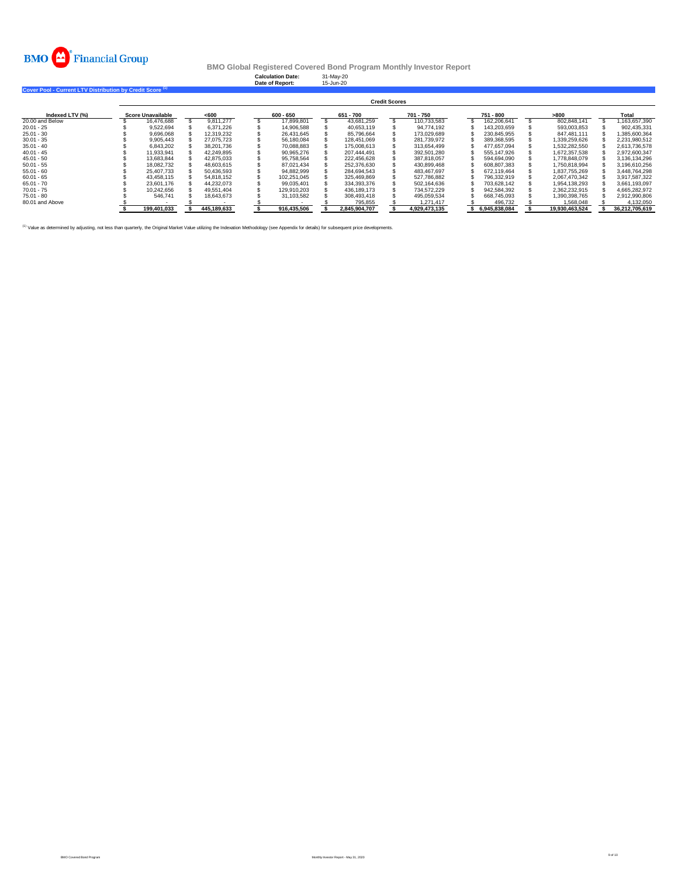**BMO Global Registered Covered Bond Program Monthly Investor Report**

**Calculation Date:** 31-May-20
**Date of Report:** 15-Jun-20

**Cover Pool - Current LTV Distribution by Credit Score** [1]

| | Credit Scores | | | | | | | |
|---|---|---|---|---|---|---|---|---|
| **Indexed LTV (%)** | **Score Unavailable** | **<600** | **600 - 650** | **651 - 700** | **701 - 750** | **751 - 800** | **>800** | **Total** |
| 20.00 and Below | $ 16,476,688 | $ 9,811,277 | $ 17,899,801 | $ 43,681,259 | $ 110,733,583 | $ 162,206,641 | $ 802,848,141 | $ 1,163,657,390 |
| 20.01 - 25 | $ 9,522,694 | $ 6,371,226 | $ 14,906,588 | $ 40,653,119 | $ 94,774,192 | $ 143,203,659 | $ 593,003,853 | $ 902,435,331 |
| 25.01 - 30 | $ 9,696,068 | $ 12,319,232 | $ 26,431,645 | $ 85,796,664 | $ 173,029,689 | $ 230,845,955 | $ 847,481,111 | $ 1,385,600,364 |
| 30.01 - 35 | $ 9,905,443 | $ 27,075,723 | $ 56,180,084 | $ 128,451,069 | $ 281,739,972 | $ 389,368,595 | $ 1,339,259,626 | $ 2,231,980,512 |
| 35.01 - 40 | $ 6,843,202 | $ 38,201,736 | $ 70,088,883 | $ 175,008,613 | $ 313,654,499 | $ 477,657,094 | $ 1,532,282,550 | $ 2,613,736,578 |
| 40.01 - 45 | $ 11,933,941 | $ 42,249,895 | $ 90,965,276 | $ 207,444,491 | $ 392,501,280 | $ 555,147,926 | $ 1,672,357,538 | $ 2,972,600,347 |
| 45.01 - 50 | $ 13,683,844 | $ 42,875,033 | $ 95,758,564 | $ 222,456,628 | $ 387,818,057 | $ 594,694,090 | $ 1,778,848,079 | $ 3,136,134,296 |
| 50.01 - 55 | $ 18,082,732 | $ 48,603,615 | $ 87,021,434 | $ 252,376,630 | $ 430,899,468 | $ 608,807,383 | $ 1,750,818,994 | $ 3,196,610,256 |
| 55.01 - 60 | $ 25,407,733 | $ 50,436,593 | $ 94,882,999 | $ 284,694,543 | $ 483,467,697 | $ 672,119,464 | $ 1,837,755,269 | $ 3,448,764,298 |
| 60.01 - 65 | $ 43,458,115 | $ 54,818,152 | $ 102,251,045 | $ 325,469,869 | $ 527,786,882 | $ 796,332,919 | $ 2,067,470,342 | $ 3,917,587,322 |
| 65.01 - 70 | $ 23,601,176 | $ 44,232,073 | $ 99,035,401 | $ 334,393,376 | $ 502,164,636 | $ 703,628,142 | $ 1,954,138,293 | $ 3,661,193,097 |
| 70.01 - 75 | $ 10,242,656 | $ 49,551,404 | $ 129,910,203 | $ 436,189,173 | $ 734,572,229 | $ 942,584,392 | $ 2,362,232,915 | $ 4,665,282,972 |
| 75.01 - 80 | $ 546,741 | $ 18,643,673 | $ 31,103,582 | $ 308,493,418 | $ 495,059,534 | $ 668,745,093 | $ 1,390,398,765 | $ 2,912,990,806 |
| 80.01 and Above | $ - | $ - | $ - | $ 795,855 | $ 1,271,417 | $ 496,732 | $ 1,568,048 | $ 4,132,050 |
| | **$ 199,401,033** | **$ 445,189,633** | **$ 916,435,506** | **$ 2,845,904,707** | **$ 4,929,473,135** | **$ 6,945,838,084** | **$ 19,930,463,524** | **$ 36,212,705,619** |

[1] Value as determined by adjusting, not less than quarterly, the Original Market Value utilizing the Indexation Methodology (see Appendix for details) for subsequent price developments.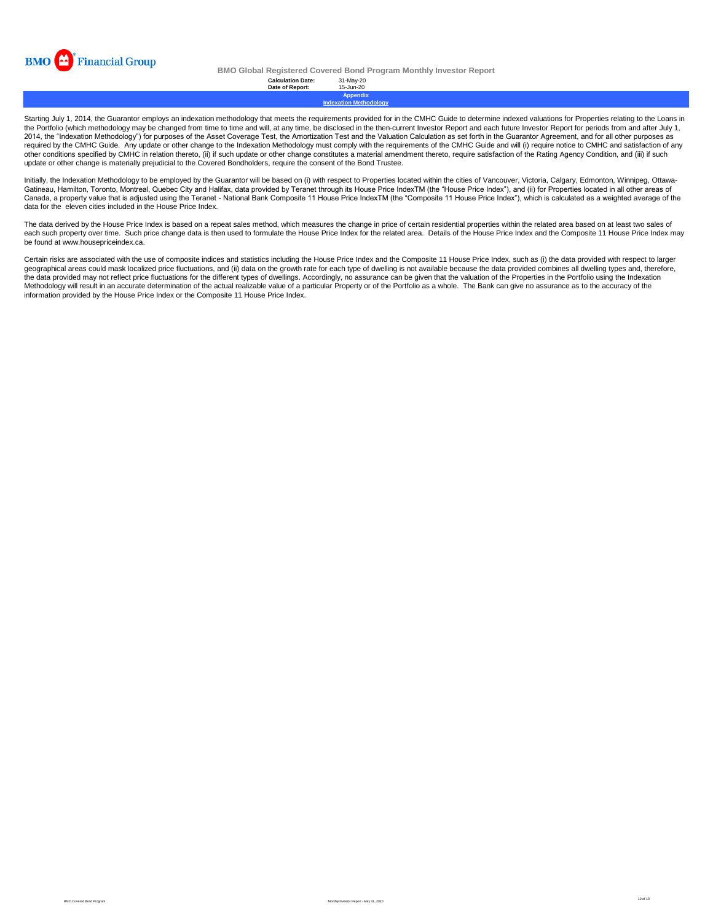BMO Financial Group

**BMO Global Registered Covered Bond Program Monthly Investor Report**

**Calculation Date:** 31-May-20
**Date of Report:** 15-Jun-20

## Appendix

### Indexation Methodology

Starting July 1, 2014, the Guarantor employs an indexation methodology that meets the requirements provided for in the CMHC Guide to determine indexed valuations for Properties relating to the Loans in the Portfolio (which methodology may be changed from time to time and will, at any time, be disclosed in the then-current Investor Report and each future Investor Report for periods from and after July 1, 2014, the "Indexation Methodology") for purposes of the Asset Coverage Test, the Amortization Test and the Valuation Calculation as set forth in the Guarantor Agreement, and for all other purposes as required by the CMHC Guide. Any update or other change to the Indexation Methodology must comply with the requirements of the CMHC Guide and will (i) require notice to CMHC and satisfaction of any other conditions specified by CMHC in relation thereto, (ii) if such update or other change constitutes a material amendment thereto, require satisfaction of the Rating Agency Condition, and (iii) if such update or other change is materially prejudicial to the Covered Bondholders, require the consent of the Bond Trustee.

Initially, the Indexation Methodology to be employed by the Guarantor will be based on (i) with respect to Properties located within the cities of Vancouver, Victoria, Calgary, Edmonton, Winnipeg, Ottawa-Gatineau, Hamilton, Toronto, Montreal, Quebec City and Halifax, data provided by Teranet through its House Price IndexTM (the "House Price Index"), and (ii) for Properties located in all other areas of Canada, a property value that is adjusted using the Teranet - National Bank Composite 11 House Price IndexTM (the "Composite 11 House Price Index"), which is calculated as a weighted average of the data for the eleven cities included in the House Price Index.

The data derived by the House Price Index is based on a repeat sales method, which measures the change in price of certain residential properties within the related area based on at least two sales of each such property over time. Such price change data is then used to formulate the House Price Index for the related area. Details of the House Price Index and the Composite 11 House Price Index may be found at www.housepriceindex.ca.

Certain risks are associated with the use of composite indices and statistics including the House Price Index and the Composite 11 House Price Index, such as (i) the data provided with respect to larger geographical areas could mask localized price fluctuations, and (ii) data on the growth rate for each type of dwelling is not available because the data provided combines all dwelling types and, therefore, the data provided may not reflect price fluctuations for the different types of dwellings. Accordingly, no assurance can be given that the valuation of the Properties in the Portfolio using the Indexation Methodology will result in an accurate determination of the actual realizable value of a particular Property or of the Portfolio as a whole. The Bank can give no assurance as to the accuracy of the information provided by the House Price Index or the Composite 11 House Price Index.